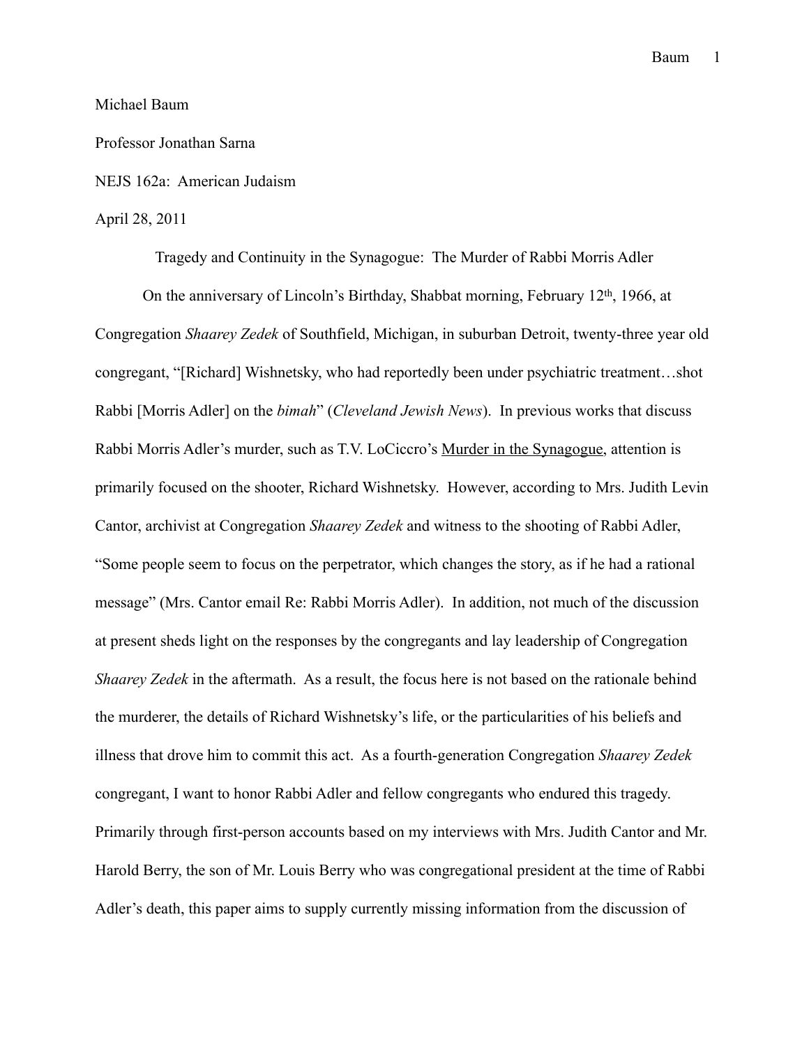Michael Baum

Professor Jonathan Sarna

NEJS 162a: American Judaism

April 28, 2011

Tragedy and Continuity in the Synagogue: The Murder of Rabbi Morris Adler

On the anniversary of Lincoln's Birthday, Shabbat morning, February 12th, 1966, at Congregation *Shaarey Zedek* of Southfield, Michigan, in suburban Detroit, twenty-three year old congregant, "[Richard] Wishnetsky, who had reportedly been under psychiatric treatment…shot Rabbi [Morris Adler] on the *bimah*" (*Cleveland Jewish News*). In previous works that discuss Rabbi Morris Adler's murder, such as T.V. LoCiccro's <u>Murder in the Synagogue</u>, attention is primarily focused on the shooter, Richard Wishnetsky. However, according to Mrs. Judith Levin Cantor, archivist at Congregation *Shaarey Zedek* and witness to the shooting of Rabbi Adler, "Some people seem to focus on the perpetrator, which changes the story, as if he had a rational message" (Mrs. Cantor email Re: Rabbi Morris Adler). In addition, not much of the discussion at present sheds light on the responses by the congregants and lay leadership of Congregation *Shaarey Zedek* in the aftermath. As a result, the focus here is not based on the rationale behind the murderer, the details of Richard Wishnetsky's life, or the particularities of his beliefs and illness that drove him to commit this act. As a fourth-generation Congregation *Shaarey Zedek* congregant, I want to honor Rabbi Adler and fellow congregants who endured this tragedy. Primarily through first-person accounts based on my interviews with Mrs. Judith Cantor and Mr. Harold Berry, the son of Mr. Louis Berry who was congregational president at the time of Rabbi Adler's death, this paper aims to supply currently missing information from the discussion of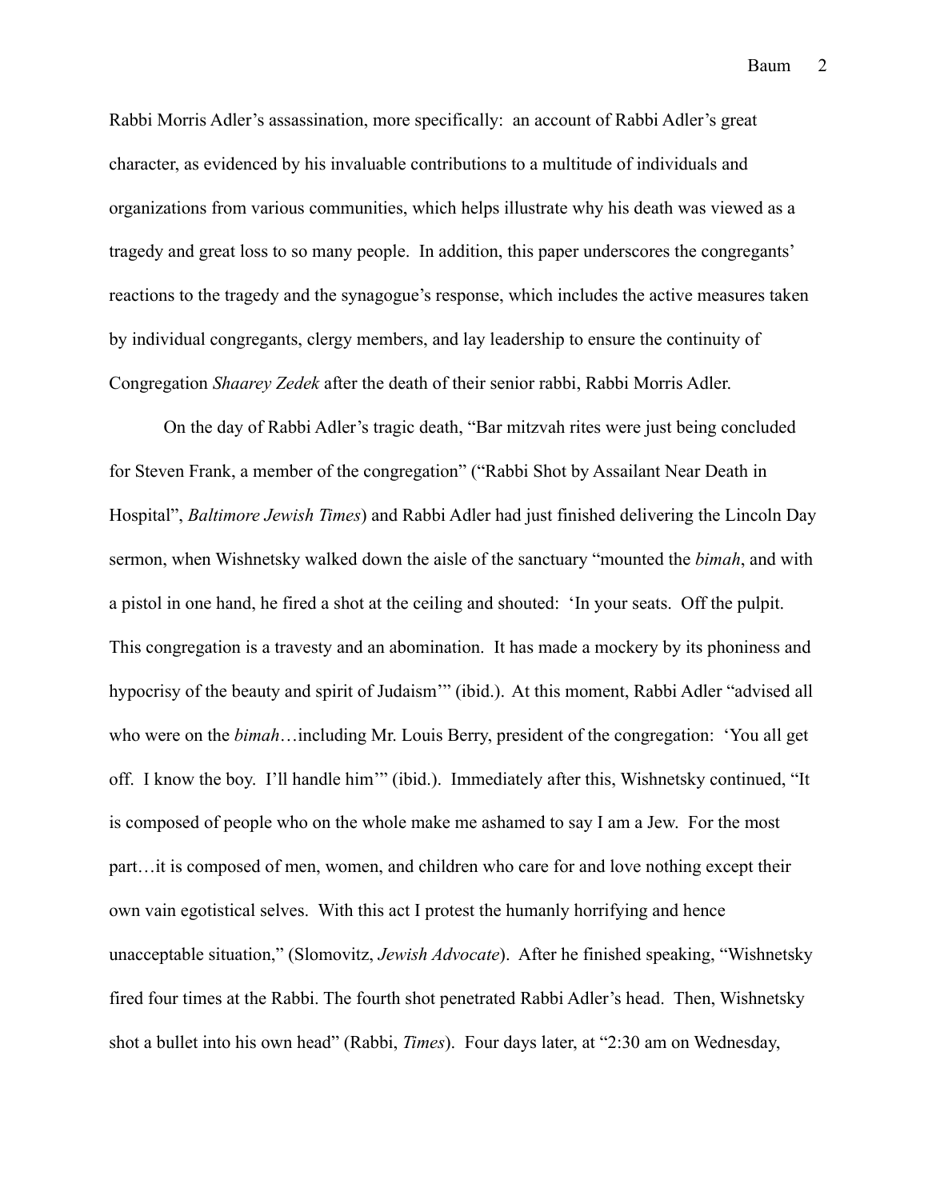Rabbi Morris Adler's assassination, more specifically: an account of Rabbi Adler's great character, as evidenced by his invaluable contributions to a multitude of individuals and organizations from various communities, which helps illustrate why his death was viewed as a tragedy and great loss to so many people. In addition, this paper underscores the congregants' reactions to the tragedy and the synagogue's response, which includes the active measures taken by individual congregants, clergy members, and lay leadership to ensure the continuity of Congregation *Shaarey Zedek* after the death of their senior rabbi, Rabbi Morris Adler.

On the day of Rabbi Adler's tragic death, "Bar mitzvah rites were just being concluded for Steven Frank, a member of the congregation" ("Rabbi Shot by Assailant Near Death in Hospital", *Baltimore Jewish Times*) and Rabbi Adler had just finished delivering the Lincoln Day sermon, when Wishnetsky walked down the aisle of the sanctuary "mounted the *bimah*, and with a pistol in one hand, he fired a shot at the ceiling and shouted: 'In your seats. Off the pulpit. This congregation is a travesty and an abomination. It has made a mockery by its phoniness and hypocrisy of the beauty and spirit of Judaism'" (ibid.). At this moment, Rabbi Adler "advised all who were on the *bimah*…including Mr. Louis Berry, president of the congregation: 'You all get off. I know the boy. I'll handle him'" (ibid.). Immediately after this, Wishnetsky continued, "It is composed of people who on the whole make me ashamed to say I am a Jew. For the most part…it is composed of men, women, and children who care for and love nothing except their own vain egotistical selves. With this act I protest the humanly horrifying and hence unacceptable situation," (Slomovitz, *Jewish Advocate*). After he finished speaking, "Wishnetsky fired four times at the Rabbi. The fourth shot penetrated Rabbi Adler's head. Then, Wishnetsky shot a bullet into his own head" (Rabbi, *Times*). Four days later, at "2:30 am on Wednesday,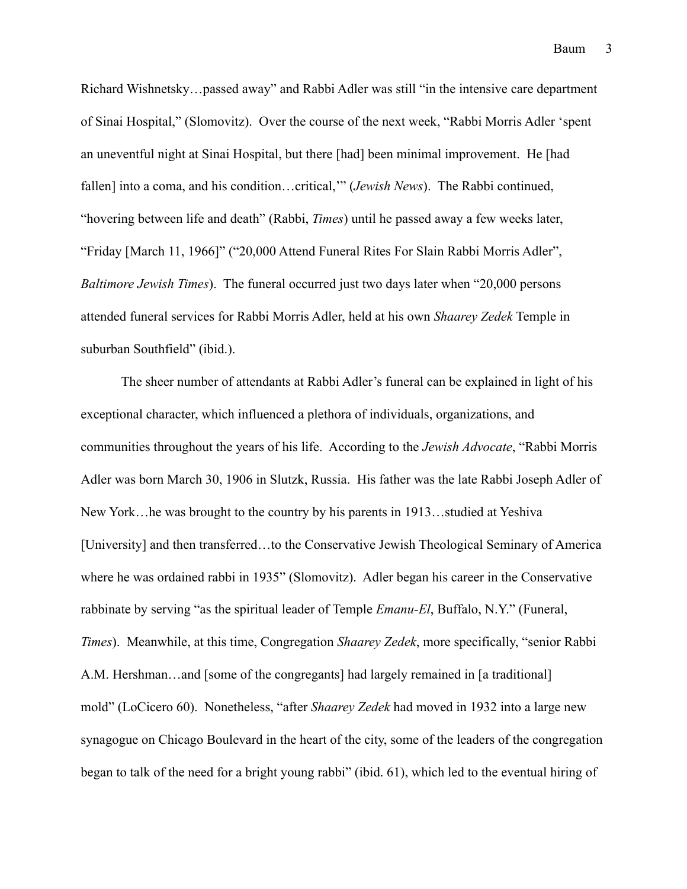Richard Wishnetsky…passed away" and Rabbi Adler was still "in the intensive care department of Sinai Hospital," (Slomovitz). Over the course of the next week, "Rabbi Morris Adler 'spent an uneventful night at Sinai Hospital, but there [had] been minimal improvement. He [had fallen] into a coma, and his condition…critical,'" (*Jewish News*). The Rabbi continued, "hovering between life and death" (Rabbi, *Times*) until he passed away a few weeks later, "Friday [March 11, 1966]" ("20,000 Attend Funeral Rites For Slain Rabbi Morris Adler", *Baltimore Jewish Times*). The funeral occurred just two days later when "20,000 persons attended funeral services for Rabbi Morris Adler, held at his own *Shaarey Zedek* Temple in suburban Southfield" (ibid.).

The sheer number of attendants at Rabbi Adler's funeral can be explained in light of his exceptional character, which influenced a plethora of individuals, organizations, and communities throughout the years of his life. According to the *Jewish Advocate*, "Rabbi Morris Adler was born March 30, 1906 in Slutzk, Russia. His father was the late Rabbi Joseph Adler of New York…he was brought to the country by his parents in 1913…studied at Yeshiva [University] and then transferred…to the Conservative Jewish Theological Seminary of America where he was ordained rabbi in 1935" (Slomovitz). Adler began his career in the Conservative rabbinate by serving "as the spiritual leader of Temple *Emanu-El*, Buffalo, N.Y." (Funeral, *Times*). Meanwhile, at this time, Congregation *Shaarey Zedek*, more specifically, "senior Rabbi A.M. Hershman…and [some of the congregants] had largely remained in [a traditional] mold" (LoCicero 60). Nonetheless, "after *Shaarey Zedek* had moved in 1932 into a large new synagogue on Chicago Boulevard in the heart of the city, some of the leaders of the congregation began to talk of the need for a bright young rabbi" (ibid. 61), which led to the eventual hiring of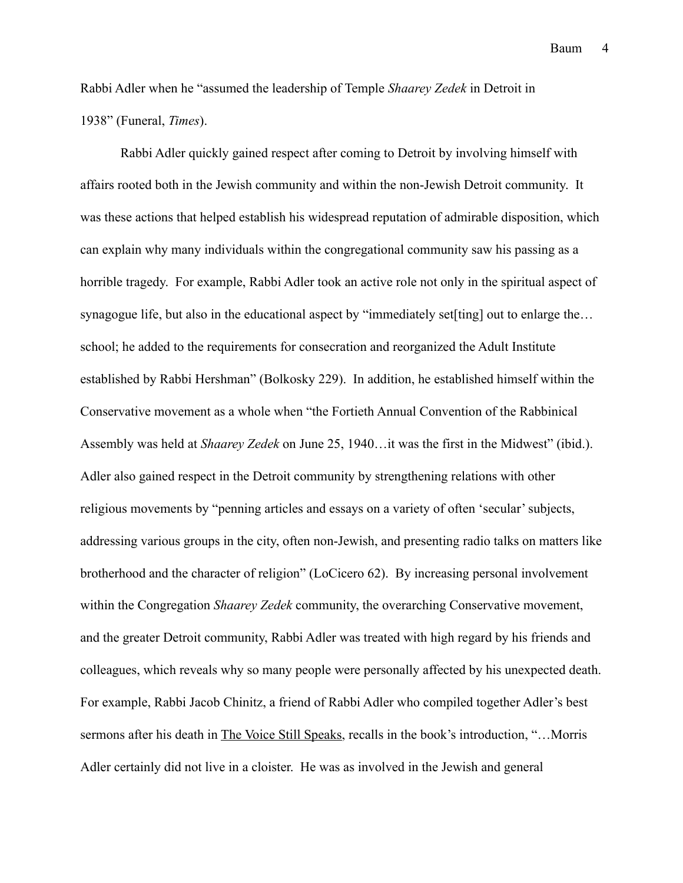Rabbi Adler when he “assumed the leadership of Temple *Shaarey Zedek* in Detroit in 1938” (Funeral, *Times*).

Rabbi Adler quickly gained respect after coming to Detroit by involving himself with affairs rooted both in the Jewish community and within the non-Jewish Detroit community. It was these actions that helped establish his widespread reputation of admirable disposition, which can explain why many individuals within the congregational community saw his passing as a horrible tragedy. For example, Rabbi Adler took an active role not only in the spiritual aspect of synagogue life, but also in the educational aspect by “immediately set[ting] out to enlarge the… school; he added to the requirements for consecration and reorganized the Adult Institute established by Rabbi Hershman” (Bolkosky 229). In addition, he established himself within the Conservative movement as a whole when “the Fortieth Annual Convention of the Rabbinical Assembly was held at *Shaarey Zedek* on June 25, 1940…it was the first in the Midwest” (ibid.). Adler also gained respect in the Detroit community by strengthening relations with other religious movements by “penning articles and essays on a variety of often ‘secular’ subjects, addressing various groups in the city, often non-Jewish, and presenting radio talks on matters like brotherhood and the character of religion” (LoCicero 62). By increasing personal involvement within the Congregation *Shaarey Zedek* community, the overarching Conservative movement, and the greater Detroit community, Rabbi Adler was treated with high regard by his friends and colleagues, which reveals why so many people were personally affected by his unexpected death. For example, Rabbi Jacob Chinitz, a friend of Rabbi Adler who compiled together Adler’s best sermons after his death in <u>The Voice Still Speaks</u>, recalls in the book’s introduction, “…Morris Adler certainly did not live in a cloister. He was as involved in the Jewish and general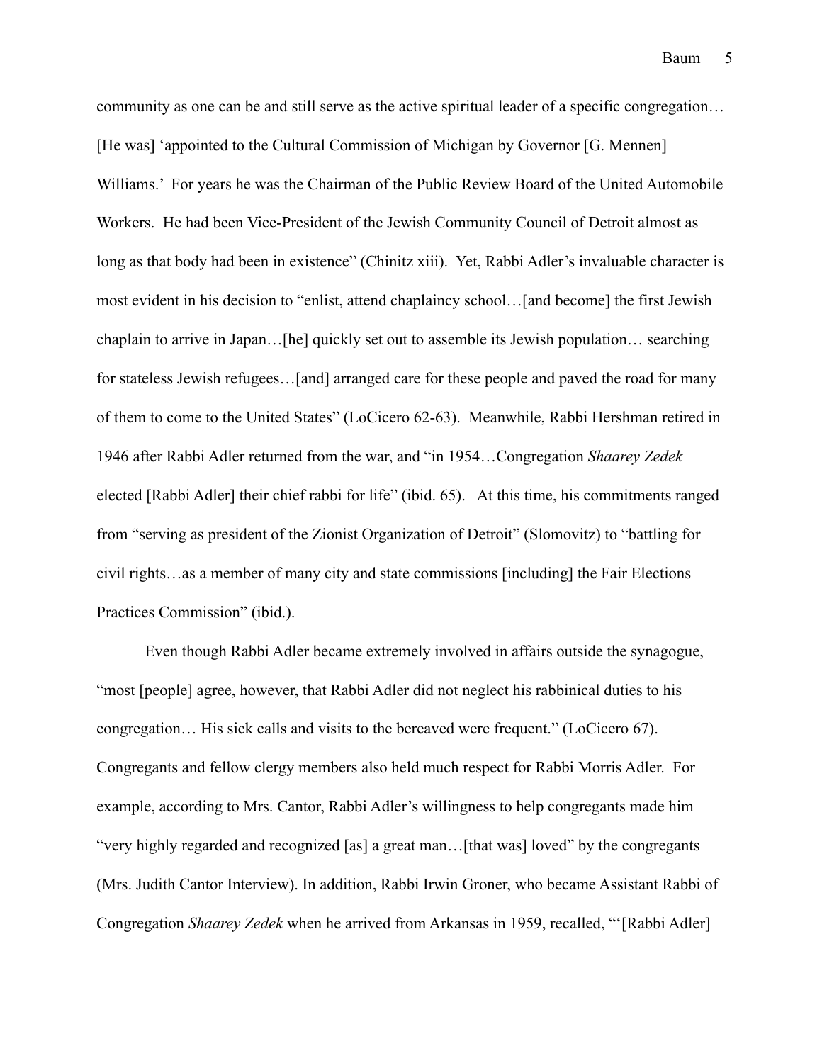community as one can be and still serve as the active spiritual leader of a specific congregation… [He was] 'appointed to the Cultural Commission of Michigan by Governor [G. Mennen] Williams.' For years he was the Chairman of the Public Review Board of the United Automobile Workers. He had been Vice-President of the Jewish Community Council of Detroit almost as long as that body had been in existence" (Chinitz xiii). Yet, Rabbi Adler's invaluable character is most evident in his decision to "enlist, attend chaplaincy school…[and become] the first Jewish chaplain to arrive in Japan…[he] quickly set out to assemble its Jewish population… searching for stateless Jewish refugees…[and] arranged care for these people and paved the road for many of them to come to the United States" (LoCicero 62-63). Meanwhile, Rabbi Hershman retired in 1946 after Rabbi Adler returned from the war, and "in 1954…Congregation *Shaarey Zedek* elected [Rabbi Adler] their chief rabbi for life" (ibid. 65). At this time, his commitments ranged from "serving as president of the Zionist Organization of Detroit" (Slomovitz) to "battling for civil rights…as a member of many city and state commissions [including] the Fair Elections Practices Commission" (ibid.).

Even though Rabbi Adler became extremely involved in affairs outside the synagogue, "most [people] agree, however, that Rabbi Adler did not neglect his rabbinical duties to his congregation… His sick calls and visits to the bereaved were frequent." (LoCicero 67). Congregants and fellow clergy members also held much respect for Rabbi Morris Adler. For example, according to Mrs. Cantor, Rabbi Adler's willingness to help congregants made him "very highly regarded and recognized [as] a great man…[that was] loved" by the congregants (Mrs. Judith Cantor Interview). In addition, Rabbi Irwin Groner, who became Assistant Rabbi of Congregation *Shaarey Zedek* when he arrived from Arkansas in 1959, recalled, "'[Rabbi Adler]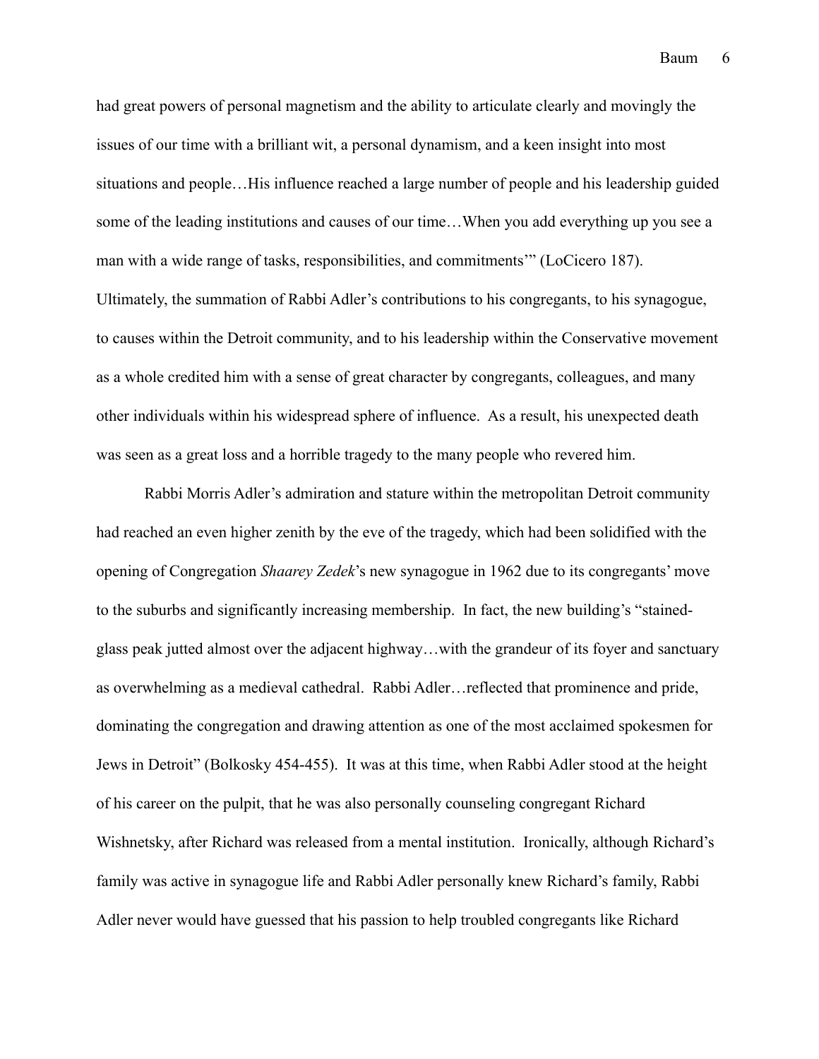had great powers of personal magnetism and the ability to articulate clearly and movingly the issues of our time with a brilliant wit, a personal dynamism, and a keen insight into most situations and people…His influence reached a large number of people and his leadership guided some of the leading institutions and causes of our time…When you add everything up you see a man with a wide range of tasks, responsibilities, and commitments'" (LoCicero 187). Ultimately, the summation of Rabbi Adler's contributions to his congregants, to his synagogue, to causes within the Detroit community, and to his leadership within the Conservative movement as a whole credited him with a sense of great character by congregants, colleagues, and many other individuals within his widespread sphere of influence. As a result, his unexpected death was seen as a great loss and a horrible tragedy to the many people who revered him.

Rabbi Morris Adler's admiration and stature within the metropolitan Detroit community had reached an even higher zenith by the eve of the tragedy, which had been solidified with the opening of Congregation *Shaarey Zedek*'s new synagogue in 1962 due to its congregants' move to the suburbs and significantly increasing membership. In fact, the new building's "stained-glass peak jutted almost over the adjacent highway…with the grandeur of its foyer and sanctuary as overwhelming as a medieval cathedral. Rabbi Adler…reflected that prominence and pride, dominating the congregation and drawing attention as one of the most acclaimed spokesmen for Jews in Detroit" (Bolkosky 454-455). It was at this time, when Rabbi Adler stood at the height of his career on the pulpit, that he was also personally counseling congregant Richard Wishnetsky, after Richard was released from a mental institution. Ironically, although Richard's family was active in synagogue life and Rabbi Adler personally knew Richard's family, Rabbi Adler never would have guessed that his passion to help troubled congregants like Richard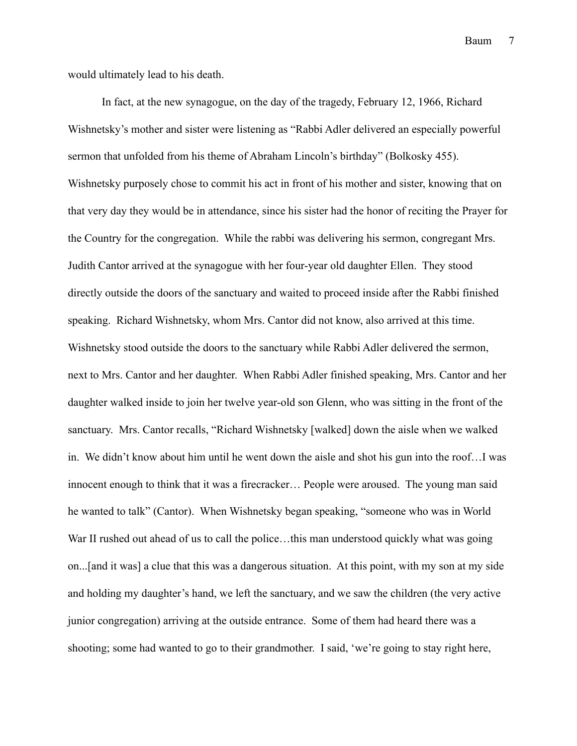would ultimately lead to his death.

In fact, at the new synagogue, on the day of the tragedy, February 12, 1966, Richard Wishnetsky's mother and sister were listening as "Rabbi Adler delivered an especially powerful sermon that unfolded from his theme of Abraham Lincoln's birthday" (Bolkosky 455). Wishnetsky purposely chose to commit his act in front of his mother and sister, knowing that on that very day they would be in attendance, since his sister had the honor of reciting the Prayer for the Country for the congregation. While the rabbi was delivering his sermon, congregant Mrs. Judith Cantor arrived at the synagogue with her four-year old daughter Ellen. They stood directly outside the doors of the sanctuary and waited to proceed inside after the Rabbi finished speaking. Richard Wishnetsky, whom Mrs. Cantor did not know, also arrived at this time. Wishnetsky stood outside the doors to the sanctuary while Rabbi Adler delivered the sermon, next to Mrs. Cantor and her daughter. When Rabbi Adler finished speaking, Mrs. Cantor and her daughter walked inside to join her twelve year-old son Glenn, who was sitting in the front of the sanctuary. Mrs. Cantor recalls, "Richard Wishnetsky [walked] down the aisle when we walked in. We didn't know about him until he went down the aisle and shot his gun into the roof…I was innocent enough to think that it was a firecracker… People were aroused. The young man said he wanted to talk" (Cantor). When Wishnetsky began speaking, "someone who was in World War II rushed out ahead of us to call the police…this man understood quickly what was going on...[and it was] a clue that this was a dangerous situation. At this point, with my son at my side and holding my daughter's hand, we left the sanctuary, and we saw the children (the very active junior congregation) arriving at the outside entrance. Some of them had heard there was a shooting; some had wanted to go to their grandmother. I said, 'we're going to stay right here,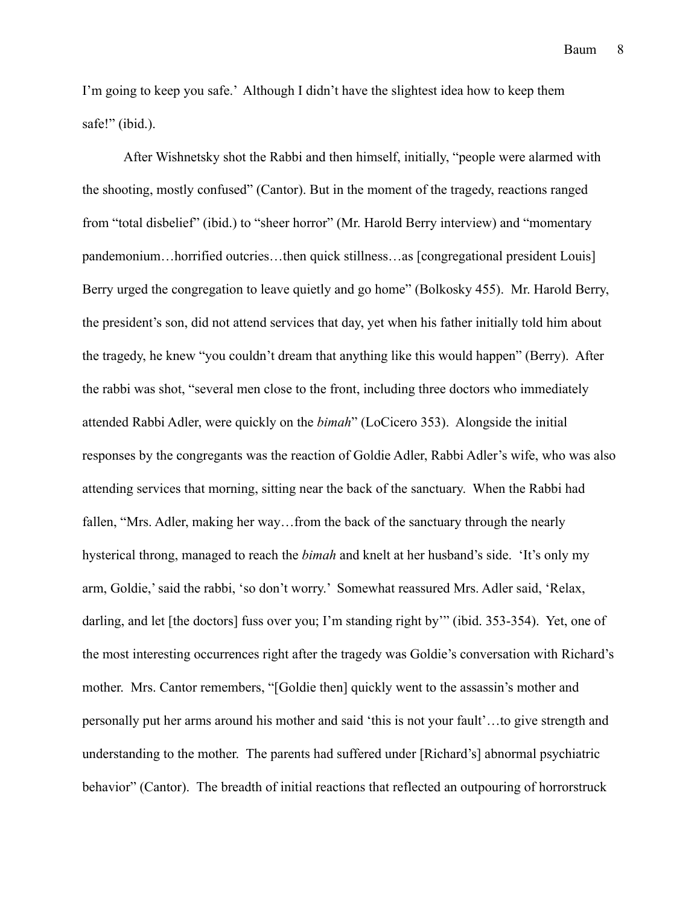I'm going to keep you safe.' Although I didn't have the slightest idea how to keep them safe!" (ibid.).

After Wishnetsky shot the Rabbi and then himself, initially, "people were alarmed with the shooting, mostly confused" (Cantor). But in the moment of the tragedy, reactions ranged from "total disbelief" (ibid.) to "sheer horror" (Mr. Harold Berry interview) and "momentary pandemonium…horrified outcries…then quick stillness…as [congregational president Louis] Berry urged the congregation to leave quietly and go home" (Bolkosky 455). Mr. Harold Berry, the president's son, did not attend services that day, yet when his father initially told him about the tragedy, he knew "you couldn't dream that anything like this would happen" (Berry). After the rabbi was shot, "several men close to the front, including three doctors who immediately attended Rabbi Adler, were quickly on the *bimah*" (LoCicero 353). Alongside the initial responses by the congregants was the reaction of Goldie Adler, Rabbi Adler's wife, who was also attending services that morning, sitting near the back of the sanctuary. When the Rabbi had fallen, "Mrs. Adler, making her way…from the back of the sanctuary through the nearly hysterical throng, managed to reach the *bimah* and knelt at her husband's side. 'It's only my arm, Goldie,' said the rabbi, 'so don't worry.' Somewhat reassured Mrs. Adler said, 'Relax, darling, and let [the doctors] fuss over you; I'm standing right by'" (ibid. 353-354). Yet, one of the most interesting occurrences right after the tragedy was Goldie's conversation with Richard's mother. Mrs. Cantor remembers, "[Goldie then] quickly went to the assassin's mother and personally put her arms around his mother and said 'this is not your fault'…to give strength and understanding to the mother. The parents had suffered under [Richard's] abnormal psychiatric behavior" (Cantor). The breadth of initial reactions that reflected an outpouring of horrorstruck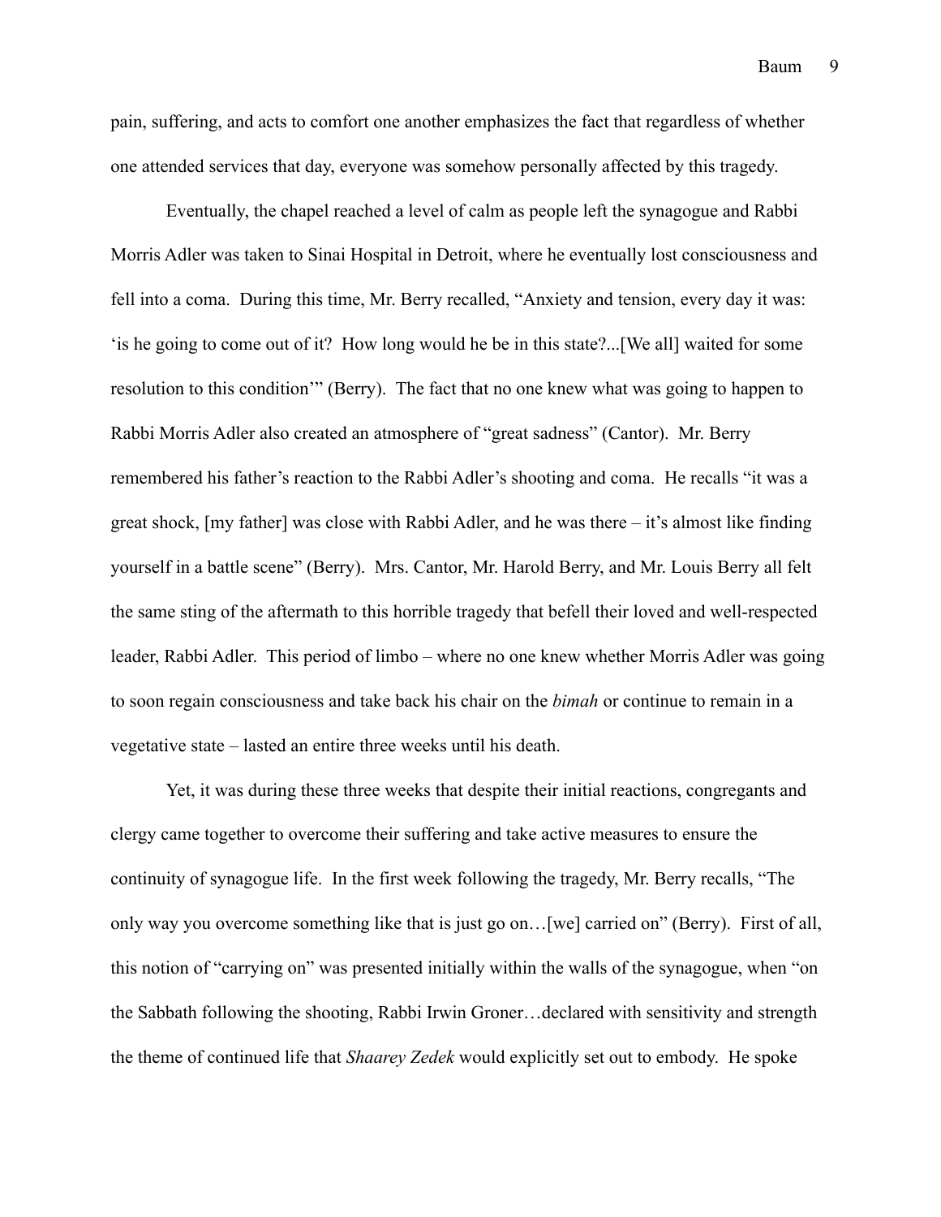pain, suffering, and acts to comfort one another emphasizes the fact that regardless of whether one attended services that day, everyone was somehow personally affected by this tragedy.

Eventually, the chapel reached a level of calm as people left the synagogue and Rabbi Morris Adler was taken to Sinai Hospital in Detroit, where he eventually lost consciousness and fell into a coma. During this time, Mr. Berry recalled, "Anxiety and tension, every day it was: 'is he going to come out of it? How long would he be in this state?...[We all] waited for some resolution to this condition'" (Berry). The fact that no one knew what was going to happen to Rabbi Morris Adler also created an atmosphere of "great sadness" (Cantor). Mr. Berry remembered his father's reaction to the Rabbi Adler's shooting and coma. He recalls "it was a great shock, [my father] was close with Rabbi Adler, and he was there – it's almost like finding yourself in a battle scene" (Berry). Mrs. Cantor, Mr. Harold Berry, and Mr. Louis Berry all felt the same sting of the aftermath to this horrible tragedy that befell their loved and well-respected leader, Rabbi Adler. This period of limbo – where no one knew whether Morris Adler was going to soon regain consciousness and take back his chair on the *bimah* or continue to remain in a vegetative state – lasted an entire three weeks until his death.

Yet, it was during these three weeks that despite their initial reactions, congregants and clergy came together to overcome their suffering and take active measures to ensure the continuity of synagogue life. In the first week following the tragedy, Mr. Berry recalls, "The only way you overcome something like that is just go on…[we] carried on" (Berry). First of all, this notion of "carrying on" was presented initially within the walls of the synagogue, when "on the Sabbath following the shooting, Rabbi Irwin Groner…declared with sensitivity and strength the theme of continued life that *Shaarey Zedek* would explicitly set out to embody. He spoke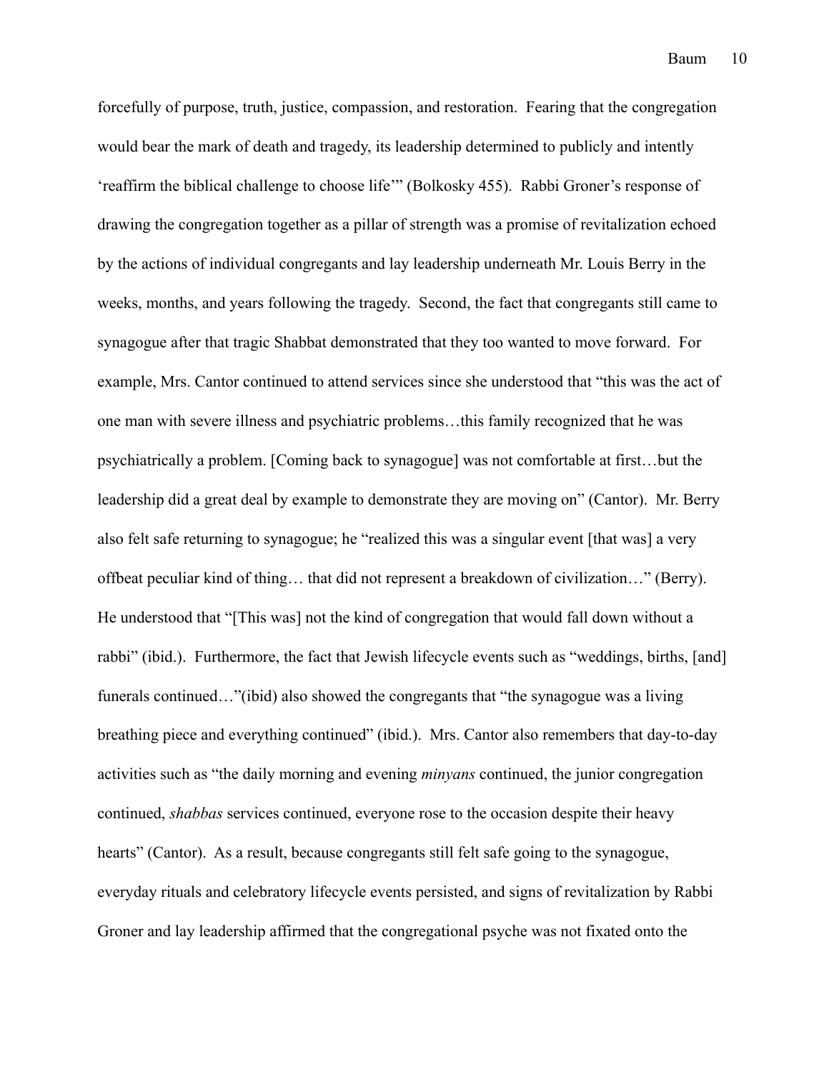forcefully of purpose, truth, justice, compassion, and restoration. Fearing that the congregation would bear the mark of death and tragedy, its leadership determined to publicly and intently 'reaffirm the biblical challenge to choose life'" (Bolkosky 455). Rabbi Groner's response of drawing the congregation together as a pillar of strength was a promise of revitalization echoed by the actions of individual congregants and lay leadership underneath Mr. Louis Berry in the weeks, months, and years following the tragedy. Second, the fact that congregants still came to synagogue after that tragic Shabbat demonstrated that they too wanted to move forward. For example, Mrs. Cantor continued to attend services since she understood that "this was the act of one man with severe illness and psychiatric problems…this family recognized that he was psychiatrically a problem. [Coming back to synagogue] was not comfortable at first…but the leadership did a great deal by example to demonstrate they are moving on" (Cantor). Mr. Berry also felt safe returning to synagogue; he "realized this was a singular event [that was] a very offbeat peculiar kind of thing… that did not represent a breakdown of civilization…" (Berry). He understood that "[This was] not the kind of congregation that would fall down without a rabbi" (ibid.). Furthermore, the fact that Jewish lifecycle events such as "weddings, births, [and] funerals continued…"(ibid) also showed the congregants that "the synagogue was a living breathing piece and everything continued" (ibid.). Mrs. Cantor also remembers that day-to-day activities such as "the daily morning and evening *minyans* continued, the junior congregation continued, *shabbas* services continued, everyone rose to the occasion despite their heavy hearts" (Cantor). As a result, because congregants still felt safe going to the synagogue, everyday rituals and celebratory lifecycle events persisted, and signs of revitalization by Rabbi Groner and lay leadership affirmed that the congregational psyche was not fixated onto the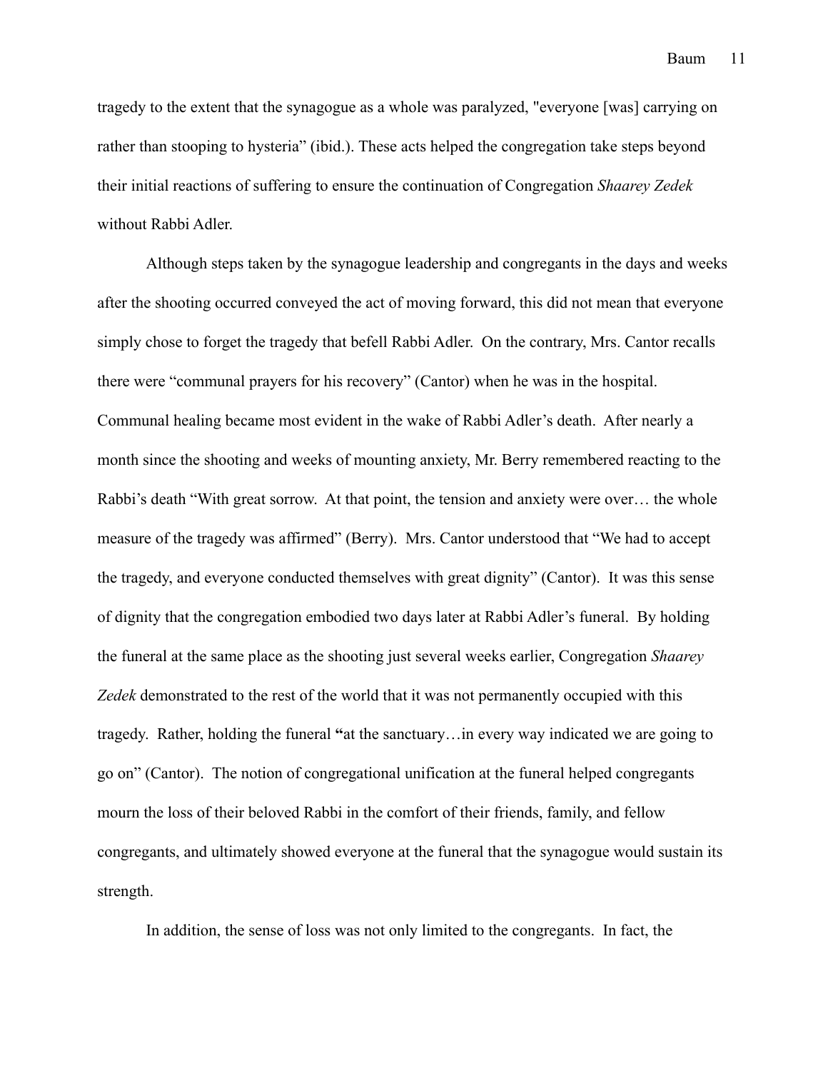tragedy to the extent that the synagogue as a whole was paralyzed, "everyone [was] carrying on rather than stooping to hysteria" (ibid.). These acts helped the congregation take steps beyond their initial reactions of suffering to ensure the continuation of Congregation *Shaarey Zedek* without Rabbi Adler.

Although steps taken by the synagogue leadership and congregants in the days and weeks after the shooting occurred conveyed the act of moving forward, this did not mean that everyone simply chose to forget the tragedy that befell Rabbi Adler. On the contrary, Mrs. Cantor recalls there were "communal prayers for his recovery" (Cantor) when he was in the hospital. Communal healing became most evident in the wake of Rabbi Adler's death. After nearly a month since the shooting and weeks of mounting anxiety, Mr. Berry remembered reacting to the Rabbi's death "With great sorrow. At that point, the tension and anxiety were over… the whole measure of the tragedy was affirmed" (Berry). Mrs. Cantor understood that "We had to accept the tragedy, and everyone conducted themselves with great dignity" (Cantor). It was this sense of dignity that the congregation embodied two days later at Rabbi Adler's funeral. By holding the funeral at the same place as the shooting just several weeks earlier, Congregation *Shaarey Zedek* demonstrated to the rest of the world that it was not permanently occupied with this tragedy. Rather, holding the funeral **"**at the sanctuary…in every way indicated we are going to go on" (Cantor). The notion of congregational unification at the funeral helped congregants mourn the loss of their beloved Rabbi in the comfort of their friends, family, and fellow congregants, and ultimately showed everyone at the funeral that the synagogue would sustain its strength.

In addition, the sense of loss was not only limited to the congregants. In fact, the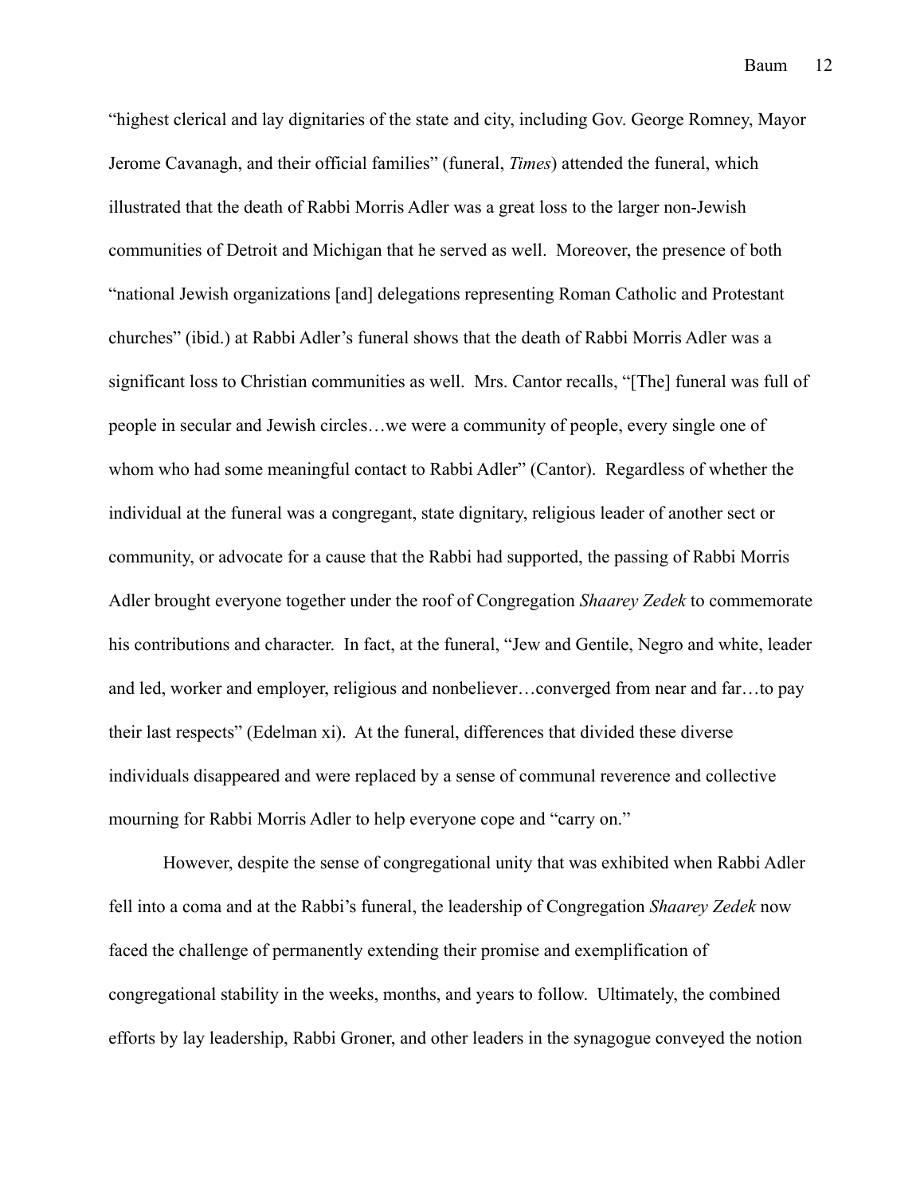"highest clerical and lay dignitaries of the state and city, including Gov. George Romney, Mayor Jerome Cavanagh, and their official families" (funeral, *Times*) attended the funeral, which illustrated that the death of Rabbi Morris Adler was a great loss to the larger non-Jewish communities of Detroit and Michigan that he served as well. Moreover, the presence of both "national Jewish organizations [and] delegations representing Roman Catholic and Protestant churches" (ibid.) at Rabbi Adler's funeral shows that the death of Rabbi Morris Adler was a significant loss to Christian communities as well. Mrs. Cantor recalls, "[The] funeral was full of people in secular and Jewish circles…we were a community of people, every single one of whom who had some meaningful contact to Rabbi Adler" (Cantor). Regardless of whether the individual at the funeral was a congregant, state dignitary, religious leader of another sect or community, or advocate for a cause that the Rabbi had supported, the passing of Rabbi Morris Adler brought everyone together under the roof of Congregation *Shaarey Zedek* to commemorate his contributions and character. In fact, at the funeral, "Jew and Gentile, Negro and white, leader and led, worker and employer, religious and nonbeliever…converged from near and far…to pay their last respects" (Edelman xi). At the funeral, differences that divided these diverse individuals disappeared and were replaced by a sense of communal reverence and collective mourning for Rabbi Morris Adler to help everyone cope and "carry on."

However, despite the sense of congregational unity that was exhibited when Rabbi Adler fell into a coma and at the Rabbi's funeral, the leadership of Congregation *Shaarey Zedek* now faced the challenge of permanently extending their promise and exemplification of congregational stability in the weeks, months, and years to follow. Ultimately, the combined efforts by lay leadership, Rabbi Groner, and other leaders in the synagogue conveyed the notion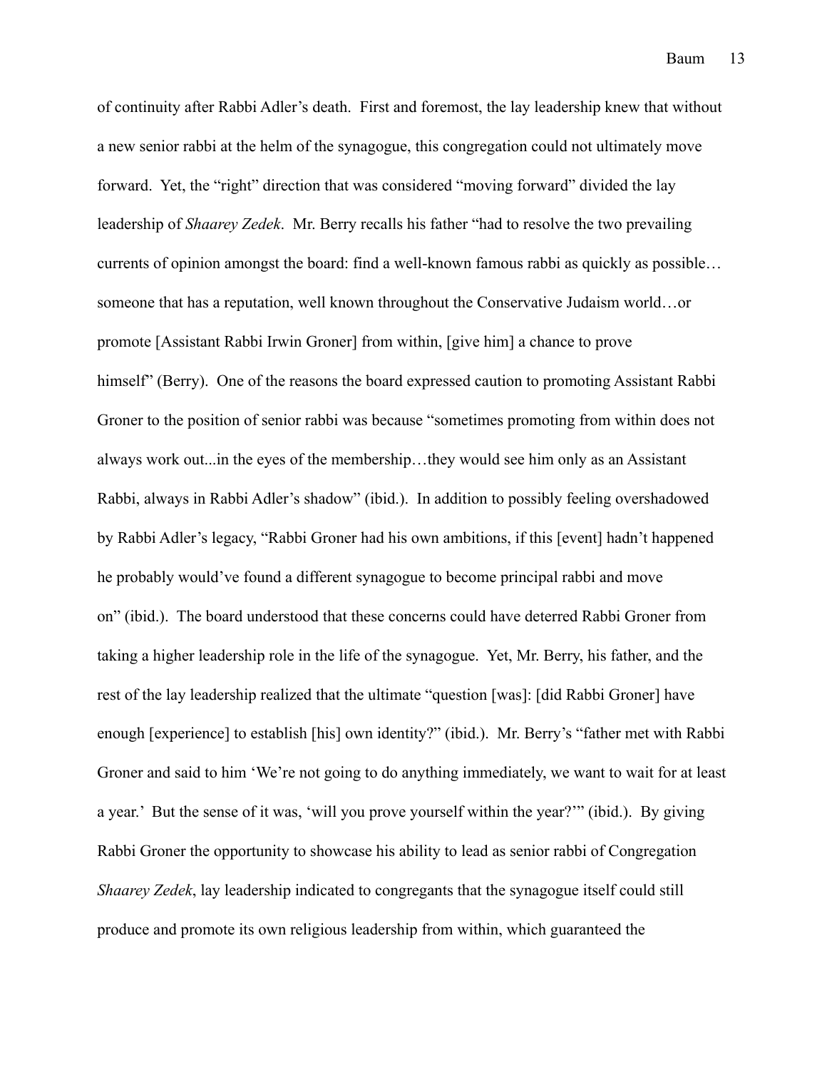of continuity after Rabbi Adler's death. First and foremost, the lay leadership knew that without a new senior rabbi at the helm of the synagogue, this congregation could not ultimately move forward. Yet, the "right" direction that was considered "moving forward" divided the lay leadership of *Shaarey Zedek*. Mr. Berry recalls his father "had to resolve the two prevailing currents of opinion amongst the board: find a well-known famous rabbi as quickly as possible… someone that has a reputation, well known throughout the Conservative Judaism world…or promote [Assistant Rabbi Irwin Groner] from within, [give him] a chance to prove himself" (Berry). One of the reasons the board expressed caution to promoting Assistant Rabbi Groner to the position of senior rabbi was because "sometimes promoting from within does not always work out...in the eyes of the membership…they would see him only as an Assistant Rabbi, always in Rabbi Adler's shadow" (ibid.). In addition to possibly feeling overshadowed by Rabbi Adler's legacy, "Rabbi Groner had his own ambitions, if this [event] hadn't happened he probably would've found a different synagogue to become principal rabbi and move on" (ibid.). The board understood that these concerns could have deterred Rabbi Groner from taking a higher leadership role in the life of the synagogue. Yet, Mr. Berry, his father, and the rest of the lay leadership realized that the ultimate "question [was]: [did Rabbi Groner] have enough [experience] to establish [his] own identity?" (ibid.). Mr. Berry's "father met with Rabbi Groner and said to him 'We're not going to do anything immediately, we want to wait for at least a year.' But the sense of it was, 'will you prove yourself within the year?'" (ibid.). By giving Rabbi Groner the opportunity to showcase his ability to lead as senior rabbi of Congregation *Shaarey Zedek*, lay leadership indicated to congregants that the synagogue itself could still produce and promote its own religious leadership from within, which guaranteed the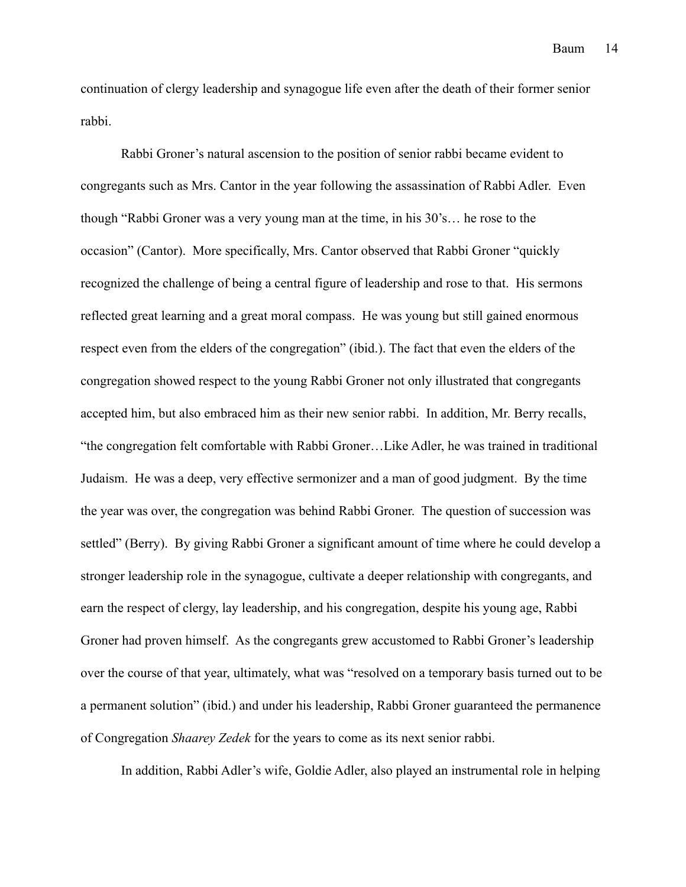continuation of clergy leadership and synagogue life even after the death of their former senior rabbi.

Rabbi Groner's natural ascension to the position of senior rabbi became evident to congregants such as Mrs. Cantor in the year following the assassination of Rabbi Adler. Even though "Rabbi Groner was a very young man at the time, in his 30's… he rose to the occasion" (Cantor). More specifically, Mrs. Cantor observed that Rabbi Groner "quickly recognized the challenge of being a central figure of leadership and rose to that. His sermons reflected great learning and a great moral compass. He was young but still gained enormous respect even from the elders of the congregation" (ibid.). The fact that even the elders of the congregation showed respect to the young Rabbi Groner not only illustrated that congregants accepted him, but also embraced him as their new senior rabbi. In addition, Mr. Berry recalls, "the congregation felt comfortable with Rabbi Groner…Like Adler, he was trained in traditional Judaism. He was a deep, very effective sermonizer and a man of good judgment. By the time the year was over, the congregation was behind Rabbi Groner. The question of succession was settled" (Berry). By giving Rabbi Groner a significant amount of time where he could develop a stronger leadership role in the synagogue, cultivate a deeper relationship with congregants, and earn the respect of clergy, lay leadership, and his congregation, despite his young age, Rabbi Groner had proven himself. As the congregants grew accustomed to Rabbi Groner's leadership over the course of that year, ultimately, what was "resolved on a temporary basis turned out to be a permanent solution" (ibid.) and under his leadership, Rabbi Groner guaranteed the permanence of Congregation *Shaarey Zedek* for the years to come as its next senior rabbi.

In addition, Rabbi Adler's wife, Goldie Adler, also played an instrumental role in helping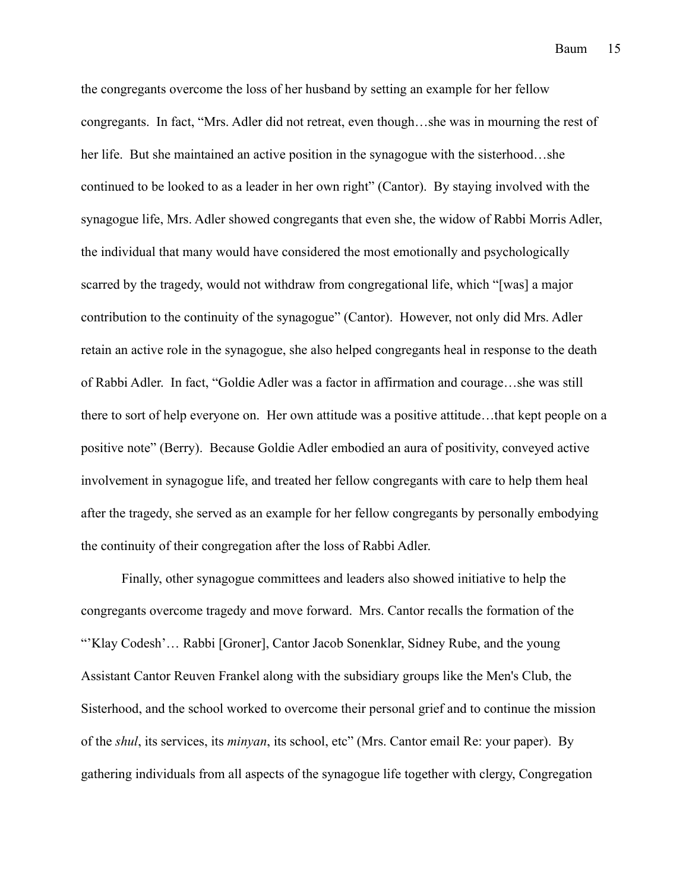the congregants overcome the loss of her husband by setting an example for her fellow congregants. In fact, "Mrs. Adler did not retreat, even though…she was in mourning the rest of her life. But she maintained an active position in the synagogue with the sisterhood…she continued to be looked to as a leader in her own right" (Cantor). By staying involved with the synagogue life, Mrs. Adler showed congregants that even she, the widow of Rabbi Morris Adler, the individual that many would have considered the most emotionally and psychologically scarred by the tragedy, would not withdraw from congregational life, which "[was] a major contribution to the continuity of the synagogue" (Cantor). However, not only did Mrs. Adler retain an active role in the synagogue, she also helped congregants heal in response to the death of Rabbi Adler. In fact, "Goldie Adler was a factor in affirmation and courage…she was still there to sort of help everyone on. Her own attitude was a positive attitude…that kept people on a positive note" (Berry). Because Goldie Adler embodied an aura of positivity, conveyed active involvement in synagogue life, and treated her fellow congregants with care to help them heal after the tragedy, she served as an example for her fellow congregants by personally embodying the continuity of their congregation after the loss of Rabbi Adler.

Finally, other synagogue committees and leaders also showed initiative to help the congregants overcome tragedy and move forward. Mrs. Cantor recalls the formation of the "'Klay Codesh'… Rabbi [Groner], Cantor Jacob Sonenklar, Sidney Rube, and the young Assistant Cantor Reuven Frankel along with the subsidiary groups like the Men's Club, the Sisterhood, and the school worked to overcome their personal grief and to continue the mission of the *shul*, its services, its *minyan*, its school, etc" (Mrs. Cantor email Re: your paper). By gathering individuals from all aspects of the synagogue life together with clergy, Congregation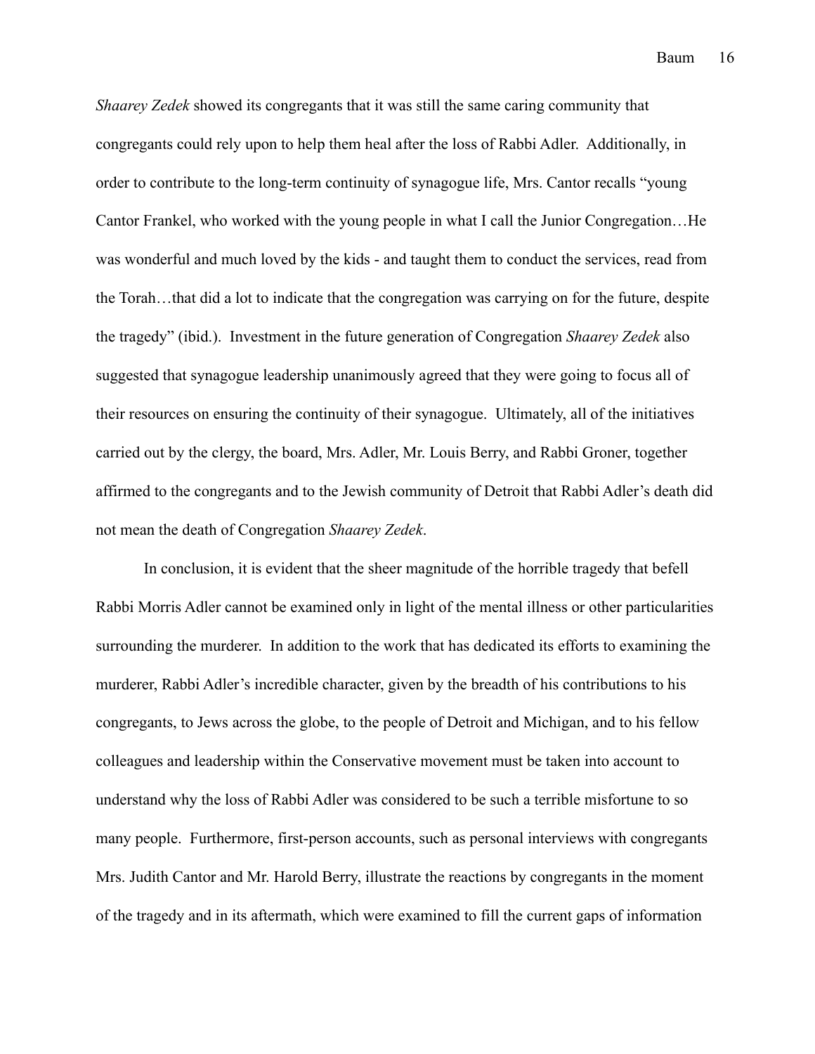*Shaarey Zedek* showed its congregants that it was still the same caring community that congregants could rely upon to help them heal after the loss of Rabbi Adler. Additionally, in order to contribute to the long-term continuity of synagogue life, Mrs. Cantor recalls "young Cantor Frankel, who worked with the young people in what I call the Junior Congregation…He was wonderful and much loved by the kids - and taught them to conduct the services, read from the Torah…that did a lot to indicate that the congregation was carrying on for the future, despite the tragedy" (ibid.). Investment in the future generation of Congregation *Shaarey Zedek* also suggested that synagogue leadership unanimously agreed that they were going to focus all of their resources on ensuring the continuity of their synagogue. Ultimately, all of the initiatives carried out by the clergy, the board, Mrs. Adler, Mr. Louis Berry, and Rabbi Groner, together affirmed to the congregants and to the Jewish community of Detroit that Rabbi Adler's death did not mean the death of Congregation *Shaarey Zedek*.

In conclusion, it is evident that the sheer magnitude of the horrible tragedy that befell Rabbi Morris Adler cannot be examined only in light of the mental illness or other particularities surrounding the murderer. In addition to the work that has dedicated its efforts to examining the murderer, Rabbi Adler's incredible character, given by the breadth of his contributions to his congregants, to Jews across the globe, to the people of Detroit and Michigan, and to his fellow colleagues and leadership within the Conservative movement must be taken into account to understand why the loss of Rabbi Adler was considered to be such a terrible misfortune to so many people. Furthermore, first-person accounts, such as personal interviews with congregants Mrs. Judith Cantor and Mr. Harold Berry, illustrate the reactions by congregants in the moment of the tragedy and in its aftermath, which were examined to fill the current gaps of information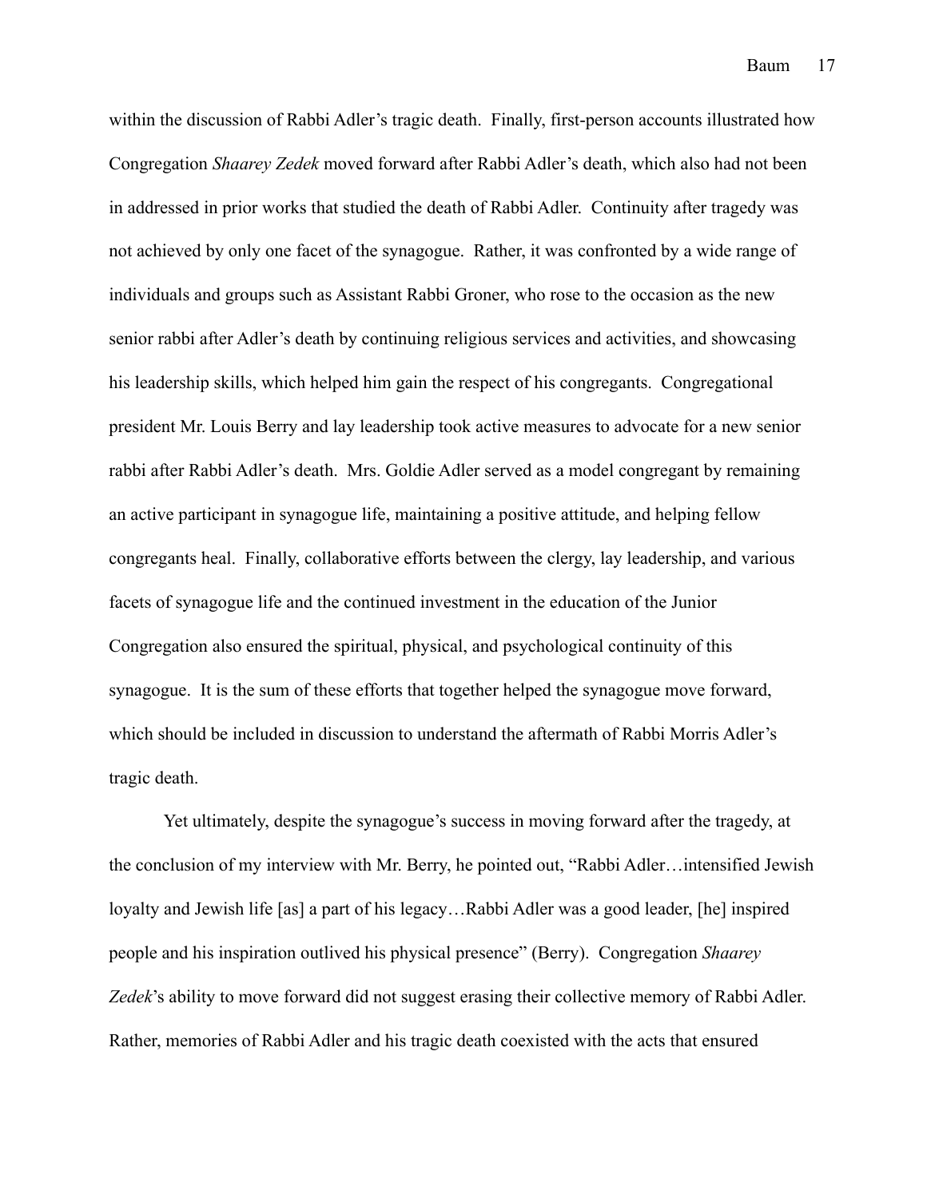within the discussion of Rabbi Adler's tragic death. Finally, first-person accounts illustrated how Congregation *Shaarey Zedek* moved forward after Rabbi Adler's death, which also had not been in addressed in prior works that studied the death of Rabbi Adler. Continuity after tragedy was not achieved by only one facet of the synagogue. Rather, it was confronted by a wide range of individuals and groups such as Assistant Rabbi Groner, who rose to the occasion as the new senior rabbi after Adler's death by continuing religious services and activities, and showcasing his leadership skills, which helped him gain the respect of his congregants. Congregational president Mr. Louis Berry and lay leadership took active measures to advocate for a new senior rabbi after Rabbi Adler's death. Mrs. Goldie Adler served as a model congregant by remaining an active participant in synagogue life, maintaining a positive attitude, and helping fellow congregants heal. Finally, collaborative efforts between the clergy, lay leadership, and various facets of synagogue life and the continued investment in the education of the Junior Congregation also ensured the spiritual, physical, and psychological continuity of this synagogue. It is the sum of these efforts that together helped the synagogue move forward, which should be included in discussion to understand the aftermath of Rabbi Morris Adler's tragic death.

Yet ultimately, despite the synagogue's success in moving forward after the tragedy, at the conclusion of my interview with Mr. Berry, he pointed out, "Rabbi Adler…intensified Jewish loyalty and Jewish life [as] a part of his legacy…Rabbi Adler was a good leader, [he] inspired people and his inspiration outlived his physical presence" (Berry). Congregation *Shaarey Zedek*'s ability to move forward did not suggest erasing their collective memory of Rabbi Adler. Rather, memories of Rabbi Adler and his tragic death coexisted with the acts that ensured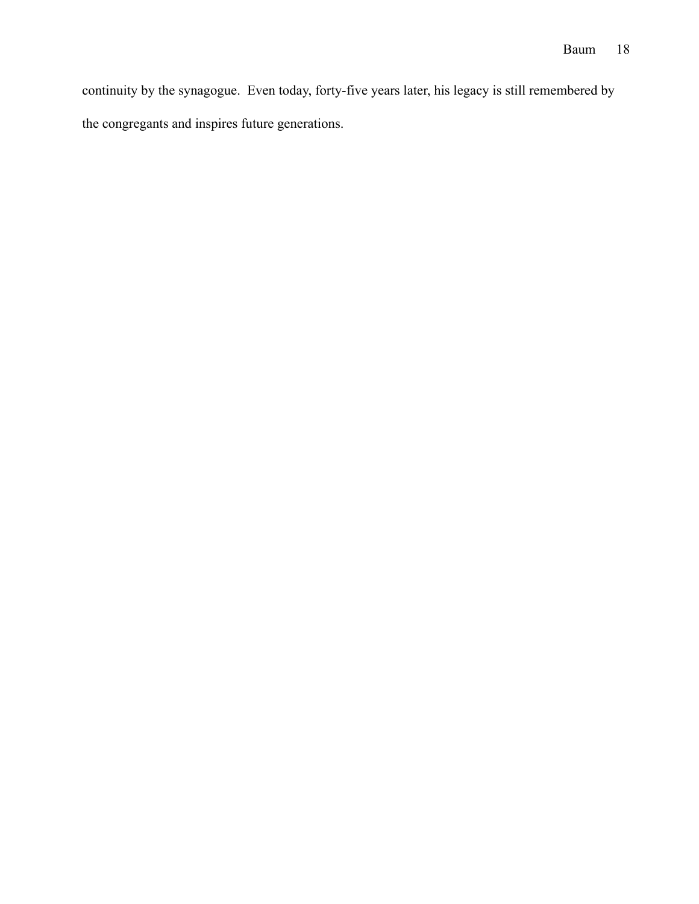continuity by the synagogue.  Even today, forty-five years later, his legacy is still remembered by the congregants and inspires future generations.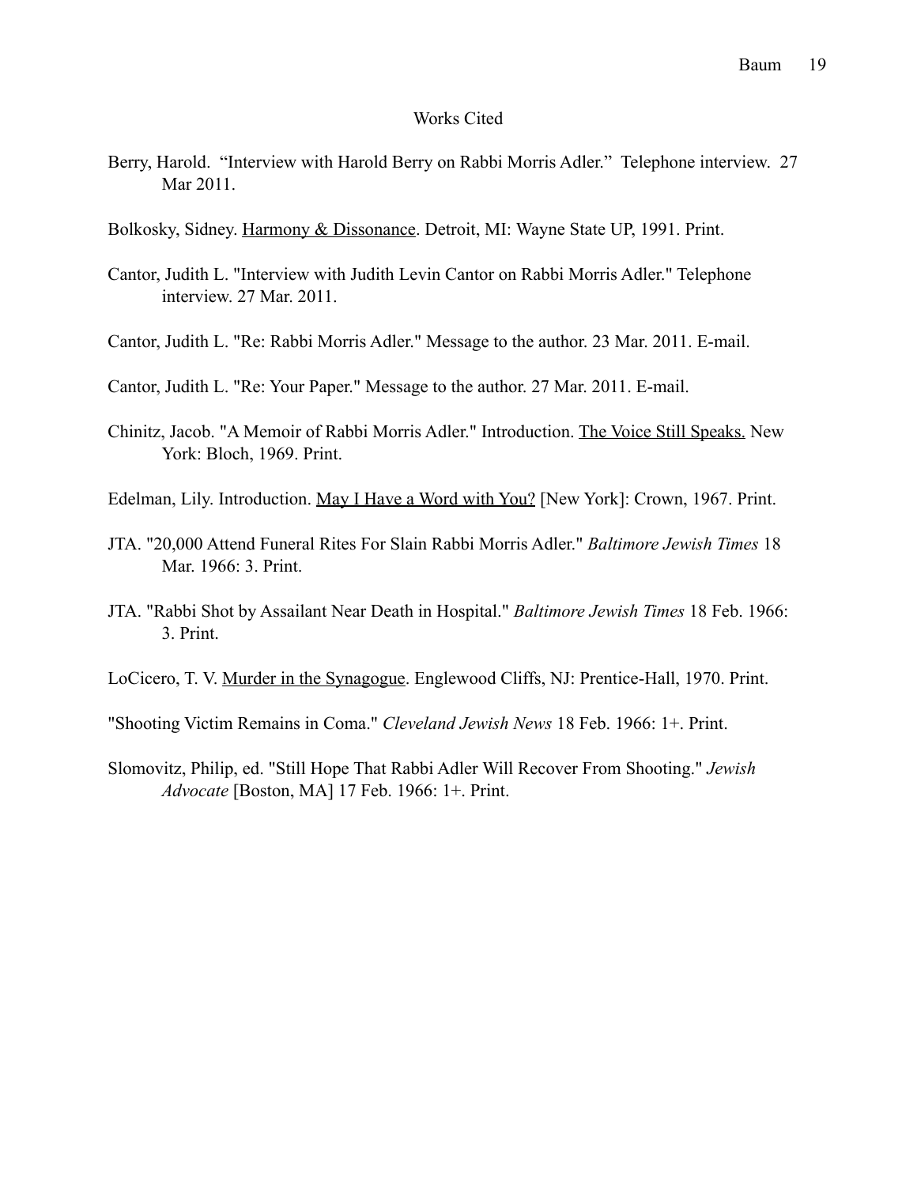# Works Cited

Berry, Harold. "Interview with Harold Berry on Rabbi Morris Adler." Telephone interview. 27 Mar 2011.

Bolkosky, Sidney. Harmony & Dissonance. Detroit, MI: Wayne State UP, 1991. Print.

Cantor, Judith L. "Interview with Judith Levin Cantor on Rabbi Morris Adler." Telephone interview. 27 Mar. 2011.

Cantor, Judith L. "Re: Rabbi Morris Adler." Message to the author. 23 Mar. 2011. E-mail.

Cantor, Judith L. "Re: Your Paper." Message to the author. 27 Mar. 2011. E-mail.

Chinitz, Jacob. "A Memoir of Rabbi Morris Adler." Introduction. The Voice Still Speaks. New York: Bloch, 1969. Print.

Edelman, Lily. Introduction. May I Have a Word with You? [New York]: Crown, 1967. Print.

JTA. "20,000 Attend Funeral Rites For Slain Rabbi Morris Adler." *Baltimore Jewish Times* 18 Mar. 1966: 3. Print.

JTA. "Rabbi Shot by Assailant Near Death in Hospital." *Baltimore Jewish Times* 18 Feb. 1966: 3. Print.

LoCicero, T. V. Murder in the Synagogue. Englewood Cliffs, NJ: Prentice-Hall, 1970. Print.

"Shooting Victim Remains in Coma." *Cleveland Jewish News* 18 Feb. 1966: 1+. Print.

Slomovitz, Philip, ed. "Still Hope That Rabbi Adler Will Recover From Shooting." *Jewish Advocate* [Boston, MA] 17 Feb. 1966: 1+. Print.